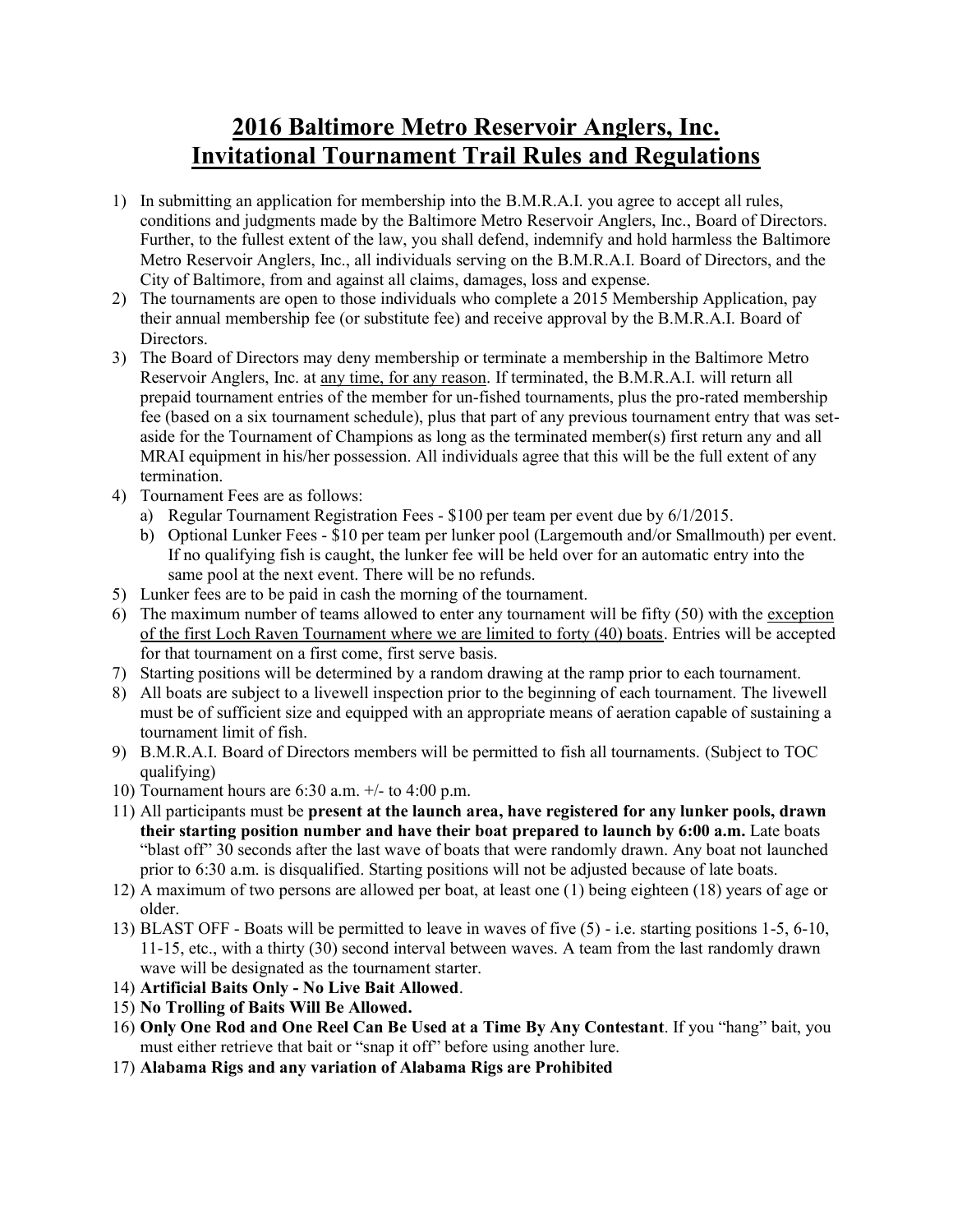# 2016 Baltimore Metro Reservoir Anglers, Inc. Invitational Tournament Trail Rules and Regulations

1) In submitting an application for membership into the B.M.R.A.I. you agree to accept all rules, conditions and judgments made by the Baltimore Metro Reservoir Anglers, Inc., Board of Directors. Further, to the fullest extent of the law, you shall defend, indemnify and hold harmless the Baltimore Metro Reservoir Anglers, Inc., all individuals serving on the B.M.R.A.I. Board of Directors, and the City of Baltimore, from and against all claims, damages, loss and expense.
2) The tournaments are open to those individuals who complete a 2015 Membership Application, pay their annual membership fee (or substitute fee) and receive approval by the B.M.R.A.I. Board of Directors.
3) The Board of Directors may deny membership or terminate a membership in the Baltimore Metro Reservoir Anglers, Inc. at <u>any time, for any reason</u>. If terminated, the B.M.R.A.I. will return all prepaid tournament entries of the member for un-fished tournaments, plus the pro-rated membership fee (based on a six tournament schedule), plus that part of any previous tournament entry that was set-aside for the Tournament of Champions as long as the terminated member(s) first return any and all MRAI equipment in his/her possession. All individuals agree that this will be the full extent of any termination.
4) Tournament Fees are as follows:
   a) Regular Tournament Registration Fees - $100 per team per event due by 6/1/2015.
   b) Optional Lunker Fees - $10 per team per lunker pool (Largemouth and/or Smallmouth) per event. If no qualifying fish is caught, the lunker fee will be held over for an automatic entry into the same pool at the next event. There will be no refunds.
5) Lunker fees are to be paid in cash the morning of the tournament.
6) The maximum number of teams allowed to enter any tournament will be fifty (50) with the <u>exception of the first Loch Raven Tournament where we are limited to forty (40) boats</u>. Entries will be accepted for that tournament on a first come, first serve basis.
7) Starting positions will be determined by a random drawing at the ramp prior to each tournament.
8) All boats are subject to a livewell inspection prior to the beginning of each tournament. The livewell must be of sufficient size and equipped with an appropriate means of aeration capable of sustaining a tournament limit of fish.
9) B.M.R.A.I. Board of Directors members will be permitted to fish all tournaments. (Subject to TOC qualifying)
10) Tournament hours are 6:30 a.m. +/- to 4:00 p.m.
11) All participants must be **present at the launch area, have registered for any lunker pools, drawn their starting position number and have their boat prepared to launch by 6:00 a.m.** Late boats "blast off" 30 seconds after the last wave of boats that were randomly drawn. Any boat not launched prior to 6:30 a.m. is disqualified. Starting positions will not be adjusted because of late boats.
12) A maximum of two persons are allowed per boat, at least one (1) being eighteen (18) years of age or older.
13) BLAST OFF - Boats will be permitted to leave in waves of five (5) - i.e. starting positions 1-5, 6-10, 11-15, etc., with a thirty (30) second interval between waves. A team from the last randomly drawn wave will be designated as the tournament starter.
14) **Artificial Baits Only - No Live Bait Allowed**.
15) **No Trolling of Baits Will Be Allowed.**
16) **Only One Rod and One Reel Can Be Used at a Time By Any Contestant**. If you "hang" bait, you must either retrieve that bait or "snap it off" before using another lure.
17) **Alabama Rigs and any variation of Alabama Rigs are Prohibited**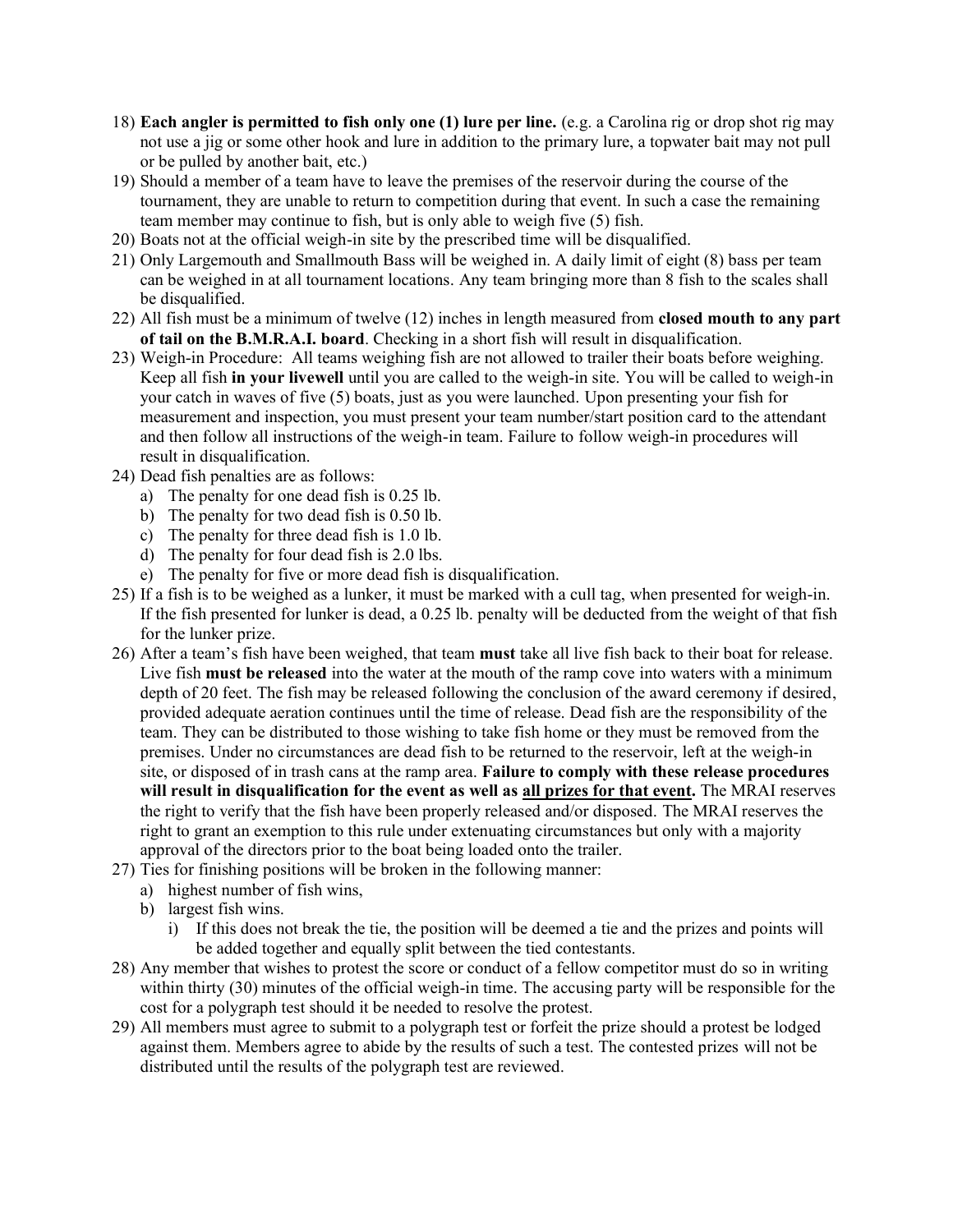18) **Each angler is permitted to fish only one (1) lure per line.** (e.g. a Carolina rig or drop shot rig may not use a jig or some other hook and lure in addition to the primary lure, a topwater bait may not pull or be pulled by another bait, etc.)
19) Should a member of a team have to leave the premises of the reservoir during the course of the tournament, they are unable to return to competition during that event. In such a case the remaining team member may continue to fish, but is only able to weigh five (5) fish.
20) Boats not at the official weigh-in site by the prescribed time will be disqualified.
21) Only Largemouth and Smallmouth Bass will be weighed in. A daily limit of eight (8) bass per team can be weighed in at all tournament locations. Any team bringing more than 8 fish to the scales shall be disqualified.
22) All fish must be a minimum of twelve (12) inches in length measured from **closed mouth to any part of tail on the B.M.R.A.I. board**. Checking in a short fish will result in disqualification.
23) Weigh-in Procedure: All teams weighing fish are not allowed to trailer their boats before weighing. Keep all fish **in your livewell** until you are called to the weigh-in site. You will be called to weigh-in your catch in waves of five (5) boats, just as you were launched. Upon presenting your fish for measurement and inspection, you must present your team number/start position card to the attendant and then follow all instructions of the weigh-in team. Failure to follow weigh-in procedures will result in disqualification.
24) Dead fish penalties are as follows:
    a) The penalty for one dead fish is 0.25 lb.
    b) The penalty for two dead fish is 0.50 lb.
    c) The penalty for three dead fish is 1.0 lb.
    d) The penalty for four dead fish is 2.0 lbs.
    e) The penalty for five or more dead fish is disqualification.
25) If a fish is to be weighed as a lunker, it must be marked with a cull tag, when presented for weigh-in. If the fish presented for lunker is dead, a 0.25 lb. penalty will be deducted from the weight of that fish for the lunker prize.
26) After a team's fish have been weighed, that team **must** take all live fish back to their boat for release. Live fish **must be released** into the water at the mouth of the ramp cove into waters with a minimum depth of 20 feet. The fish may be released following the conclusion of the award ceremony if desired, provided adequate aeration continues until the time of release. Dead fish are the responsibility of the team. They can be distributed to those wishing to take fish home or they must be removed from the premises. Under no circumstances are dead fish to be returned to the reservoir, left at the weigh-in site, or disposed of in trash cans at the ramp area. **Failure to comply with these release procedures will result in disqualification for the event as well as <u>all prizes for that event</u>.** The MRAI reserves the right to verify that the fish have been properly released and/or disposed. The MRAI reserves the right to grant an exemption to this rule under extenuating circumstances but only with a majority approval of the directors prior to the boat being loaded onto the trailer.
27) Ties for finishing positions will be broken in the following manner:
    a) highest number of fish wins,
    b) largest fish wins.
        i) If this does not break the tie, the position will be deemed a tie and the prizes and points will be added together and equally split between the tied contestants.
28) Any member that wishes to protest the score or conduct of a fellow competitor must do so in writing within thirty (30) minutes of the official weigh-in time. The accusing party will be responsible for the cost for a polygraph test should it be needed to resolve the protest.
29) All members must agree to submit to a polygraph test or forfeit the prize should a protest be lodged against them. Members agree to abide by the results of such a test. The contested prizes will not be distributed until the results of the polygraph test are reviewed.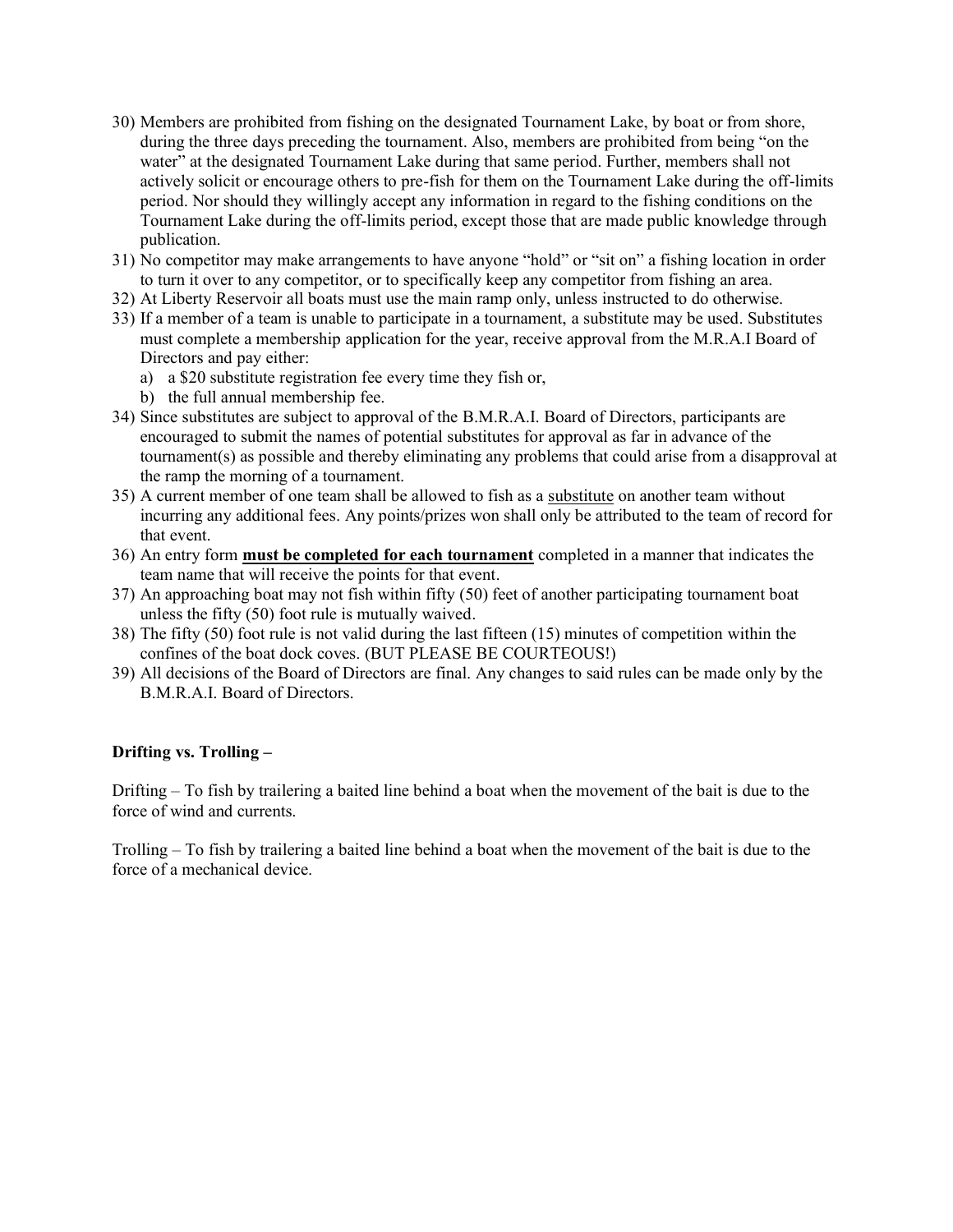30) Members are prohibited from fishing on the designated Tournament Lake, by boat or from shore, during the three days preceding the tournament. Also, members are prohibited from being "on the water" at the designated Tournament Lake during that same period. Further, members shall not actively solicit or encourage others to pre-fish for them on the Tournament Lake during the off-limits period. Nor should they willingly accept any information in regard to the fishing conditions on the Tournament Lake during the off-limits period, except those that are made public knowledge through publication.
31) No competitor may make arrangements to have anyone "hold" or "sit on" a fishing location in order to turn it over to any competitor, or to specifically keep any competitor from fishing an area.
32) At Liberty Reservoir all boats must use the main ramp only, unless instructed to do otherwise.
33) If a member of a team is unable to participate in a tournament, a substitute may be used. Substitutes must complete a membership application for the year, receive approval from the M.R.A.I Board of Directors and pay either:
    a) a $20 substitute registration fee every time they fish or,
    b) the full annual membership fee.
34) Since substitutes are subject to approval of the B.M.R.A.I. Board of Directors, participants are encouraged to submit the names of potential substitutes for approval as far in advance of the tournament(s) as possible and thereby eliminating any problems that could arise from a disapproval at the ramp the morning of a tournament.
35) A current member of one team shall be allowed to fish as a <u>substitute</u> on another team without incurring any additional fees. Any points/prizes won shall only be attributed to the team of record for that event.
36) An entry form **<u>must be completed for each tournament</u>** completed in a manner that indicates the team name that will receive the points for that event.
37) An approaching boat may not fish within fifty (50) feet of another participating tournament boat unless the fifty (50) foot rule is mutually waived.
38) The fifty (50) foot rule is not valid during the last fifteen (15) minutes of competition within the confines of the boat dock coves. (BUT PLEASE BE COURTEOUS!)
39) All decisions of the Board of Directors are final. Any changes to said rules can be made only by the B.M.R.A.I. Board of Directors.

**Drifting vs. Trolling –**

Drifting – To fish by trailering a baited line behind a boat when the movement of the bait is due to the force of wind and currents.

Trolling – To fish by trailering a baited line behind a boat when the movement of the bait is due to the force of a mechanical device.